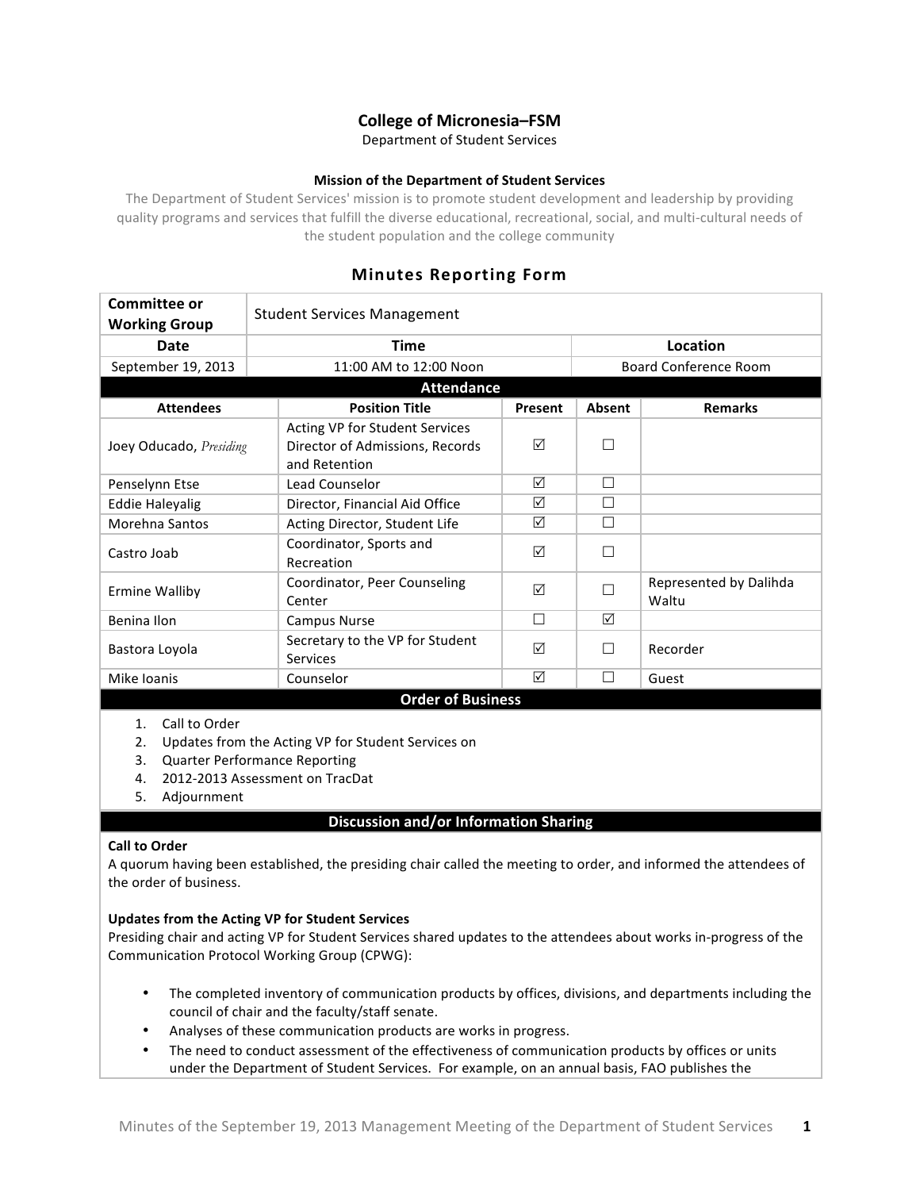# College of Micronesia–FSM

Department of Student Services

**Mission of the Department of Student Services**

The Department of Student Services' mission is to promote student development and leadership by providing quality programs and services that fulfill the diverse educational, recreational, social, and multi-cultural needs of the student population and the college community

## Minutes Reporting Form

| **Committee or Working Group** | Student Services Management | |
|---|---|---|
| **Date** | **Time** | **Location** |
| September 19, 2013 | 11:00 AM to 12:00 Noon | Board Conference Room |

**Attendance**

| Attendees | Position Title | Present | Absent | Remarks |
|---|---|---|---|---|
| Joey Oducado, *Presiding* | Acting VP for Student Services Director of Admissions, Records and Retention | ☑ | ☐ | |
| Penselynn Etse | Lead Counselor | ☑ | ☐ | |
| Eddie Haleyalig | Director, Financial Aid Office | ☑ | ☐ | |
| Morehna Santos | Acting Director, Student Life | ☑ | ☐ | |
| Castro Joab | Coordinator, Sports and Recreation | ☑ | ☐ | |
| Ermine Walliby | Coordinator, Peer Counseling Center | ☑ | ☐ | Represented by Dalihda Waltu |
| Benina Ilon | Campus Nurse | ☐ | ☑ | |
| Bastora Loyola | Secretary to the VP for Student Services | ☑ | ☐ | Recorder |
| Mike Ioanis | Counselor | ☑ | ☐ | Guest |

**Order of Business**

1. Call to Order
2. Updates from the Acting VP for Student Services on
3. Quarter Performance Reporting
4. 2012-2013 Assessment on TracDat
5. Adjournment

**Discussion and/or Information Sharing**

**Call to Order**

A quorum having been established, the presiding chair called the meeting to order, and informed the attendees of the order of business.

**Updates from the Acting VP for Student Services**

Presiding chair and acting VP for Student Services shared updates to the attendees about works in-progress of the Communication Protocol Working Group (CPWG):

- The completed inventory of communication products by offices, divisions, and departments including the council of chair and the faculty/staff senate.
- Analyses of these communication products are works in progress.
- The need to conduct assessment of the effectiveness of communication products by offices or units under the Department of Student Services. For example, on an annual basis, FAO publishes the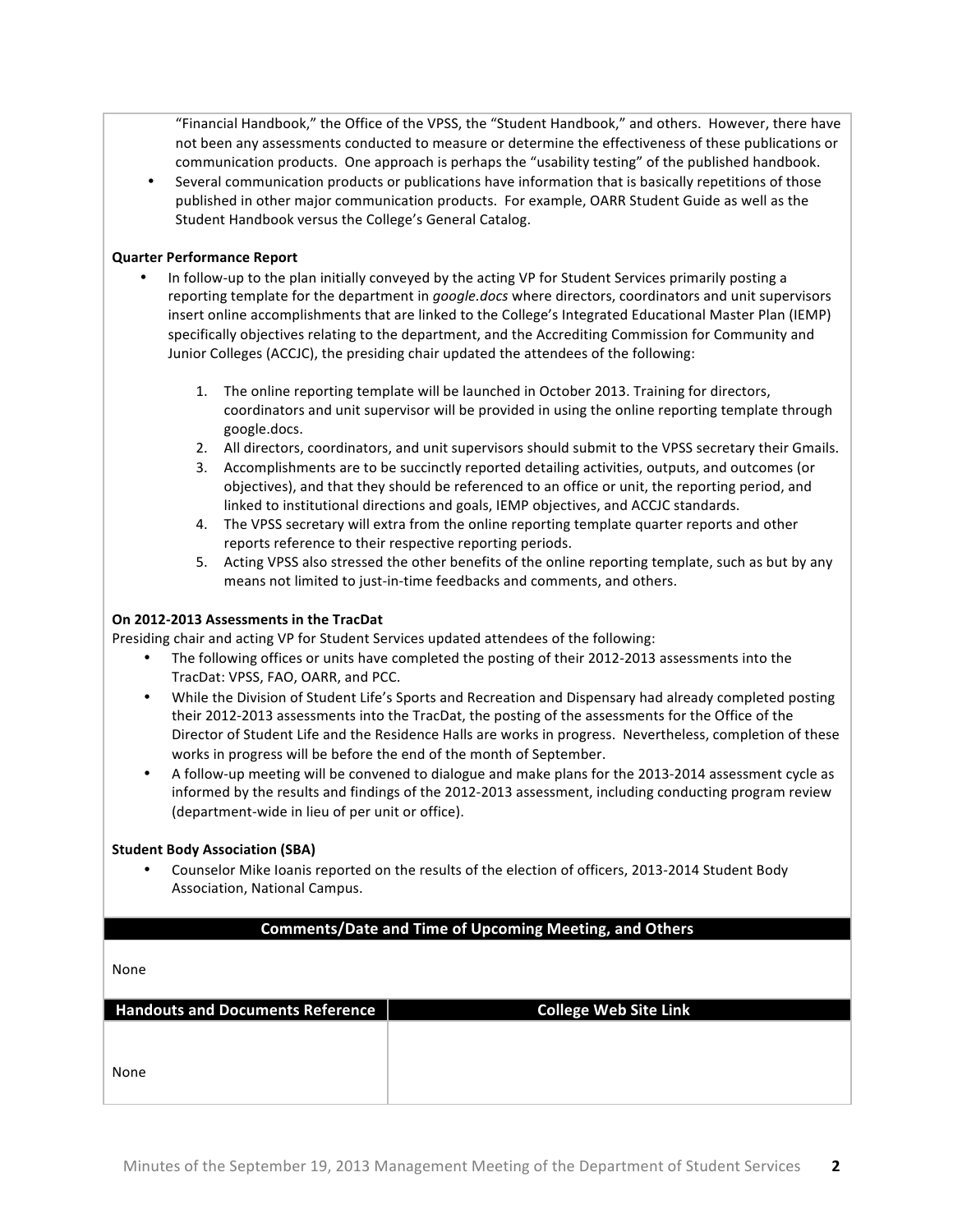"Financial Handbook," the Office of the VPSS, the "Student Handbook," and others. However, there have not been any assessments conducted to measure or determine the effectiveness of these publications or communication products. One approach is perhaps the "usability testing" of the published handbook.

- Several communication products or publications have information that is basically repetitions of those published in other major communication products. For example, OARR Student Guide as well as the Student Handbook versus the College's General Catalog.

**Quarter Performance Report**

- In follow-up to the plan initially conveyed by the acting VP for Student Services primarily posting a reporting template for the department in *google.docs* where directors, coordinators and unit supervisors insert online accomplishments that are linked to the College's Integrated Educational Master Plan (IEMP) specifically objectives relating to the department, and the Accrediting Commission for Community and Junior Colleges (ACCJC), the presiding chair updated the attendees of the following:

  1. The online reporting template will be launched in October 2013. Training for directors, coordinators and unit supervisor will be provided in using the online reporting template through google.docs.
  2. All directors, coordinators, and unit supervisors should submit to the VPSS secretary their Gmails.
  3. Accomplishments are to be succinctly reported detailing activities, outputs, and outcomes (or objectives), and that they should be referenced to an office or unit, the reporting period, and linked to institutional directions and goals, IEMP objectives, and ACCJC standards.
  4. The VPSS secretary will extra from the online reporting template quarter reports and other reports reference to their respective reporting periods.
  5. Acting VPSS also stressed the other benefits of the online reporting template, such as but by any means not limited to just-in-time feedbacks and comments, and others.

**On 2012-2013 Assessments in the TracDat**

Presiding chair and acting VP for Student Services updated attendees of the following:

- The following offices or units have completed the posting of their 2012-2013 assessments into the TracDat: VPSS, FAO, OARR, and PCC.
- While the Division of Student Life's Sports and Recreation and Dispensary had already completed posting their 2012-2013 assessments into the TracDat, the posting of the assessments for the Office of the Director of Student Life and the Residence Halls are works in progress. Nevertheless, completion of these works in progress will be before the end of the month of September.
- A follow-up meeting will be convened to dialogue and make plans for the 2013-2014 assessment cycle as informed by the results and findings of the 2012-2013 assessment, including conducting program review (department-wide in lieu of per unit or office).

**Student Body Association (SBA)**

- Counselor Mike Ioanis reported on the results of the election of officers, 2013-2014 Student Body Association, National Campus.

**Comments/Date and Time of Upcoming Meeting, and Others**

None

| Handouts and Documents Reference | College Web Site Link |
| --- | --- |
| None | |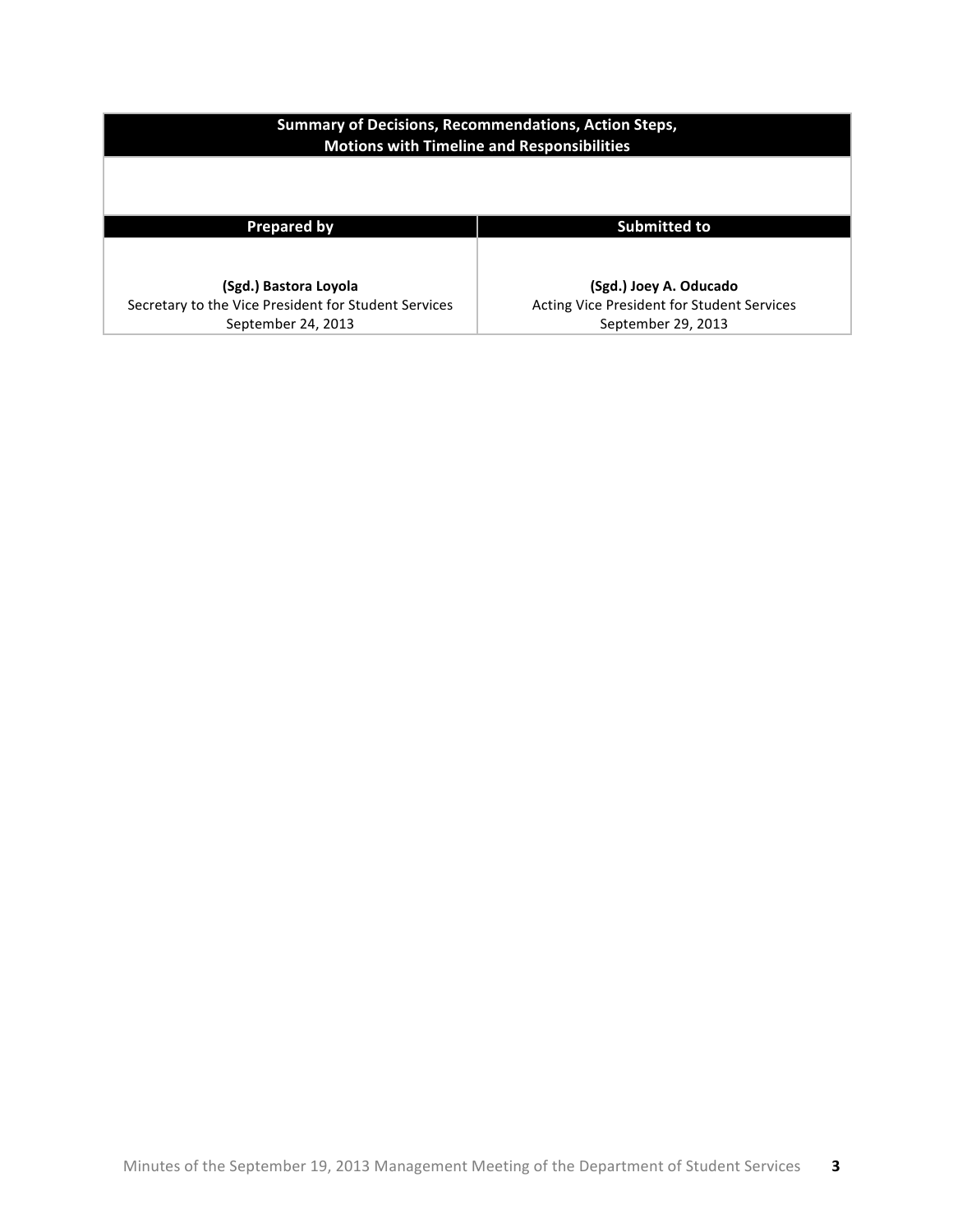| Summary of Decisions, Recommendations, Action Steps, Motions with Timeline and Responsibilities | |
|---|---|
| | |
| **Prepared by** | **Submitted to** |
| **(Sgd.) Bastora Loyola**<br>Secretary to the Vice President for Student Services<br>September 24, 2013 | **(Sgd.) Joey A. Oducado**<br>Acting Vice President for Student Services<br>September 29, 2013 |